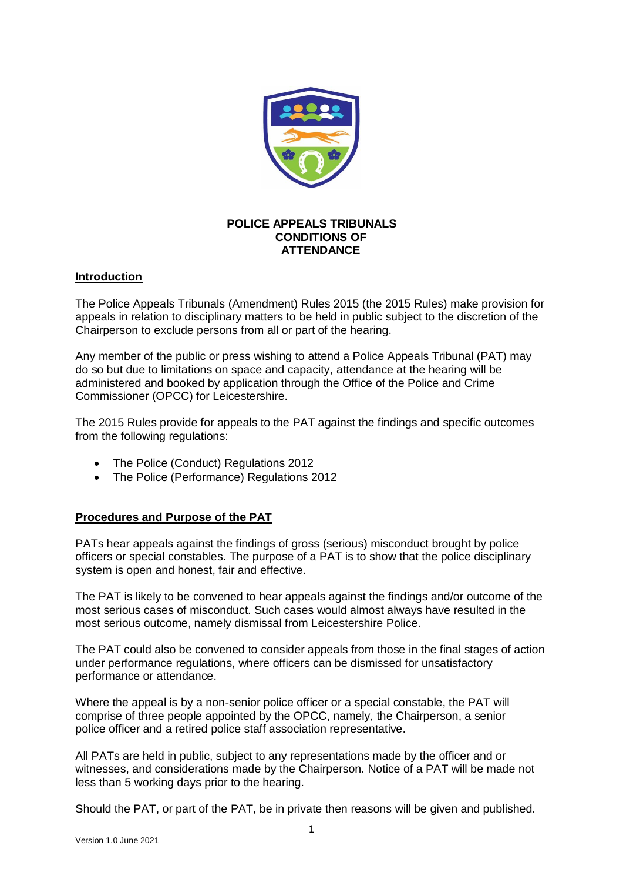# POLICE APPEALS TRIBUNALS CONDITIONS OF ATTENDANCE

## Introduction

The Police Appeals Tribunals (Amendment) Rules 2015 (the 2015 Rules) make provision for appeals in relation to disciplinary matters to be held in public subject to the discretion of the Chairperson to exclude persons from all or part of the hearing.

Any member of the public or press wishing to attend a Police Appeals Tribunal (PAT) may do so but due to limitations on space and capacity, attendance at the hearing will be administered and booked by application through the Office of the Police and Crime Commissioner (OPCC) for Leicestershire.

The 2015 Rules provide for appeals to the PAT against the findings and specific outcomes from the following regulations:

- The Police (Conduct) Regulations 2012
- The Police (Performance) Regulations 2012

## Procedures and Purpose of the PAT

PATs hear appeals against the findings of gross (serious) misconduct brought by police officers or special constables. The purpose of a PAT is to show that the police disciplinary system is open and honest, fair and effective.

The PAT is likely to be convened to hear appeals against the findings and/or outcome of the most serious cases of misconduct. Such cases would almost always have resulted in the most serious outcome, namely dismissal from Leicestershire Police.

The PAT could also be convened to consider appeals from those in the final stages of action under performance regulations, where officers can be dismissed for unsatisfactory performance or attendance.

Where the appeal is by a non-senior police officer or a special constable, the PAT will comprise of three people appointed by the OPCC, namely, the Chairperson, a senior police officer and a retired police staff association representative.

All PATs are held in public, subject to any representations made by the officer and or witnesses, and considerations made by the Chairperson. Notice of a PAT will be made not less than 5 working days prior to the hearing.

Should the PAT, or part of the PAT, be in private then reasons will be given and published.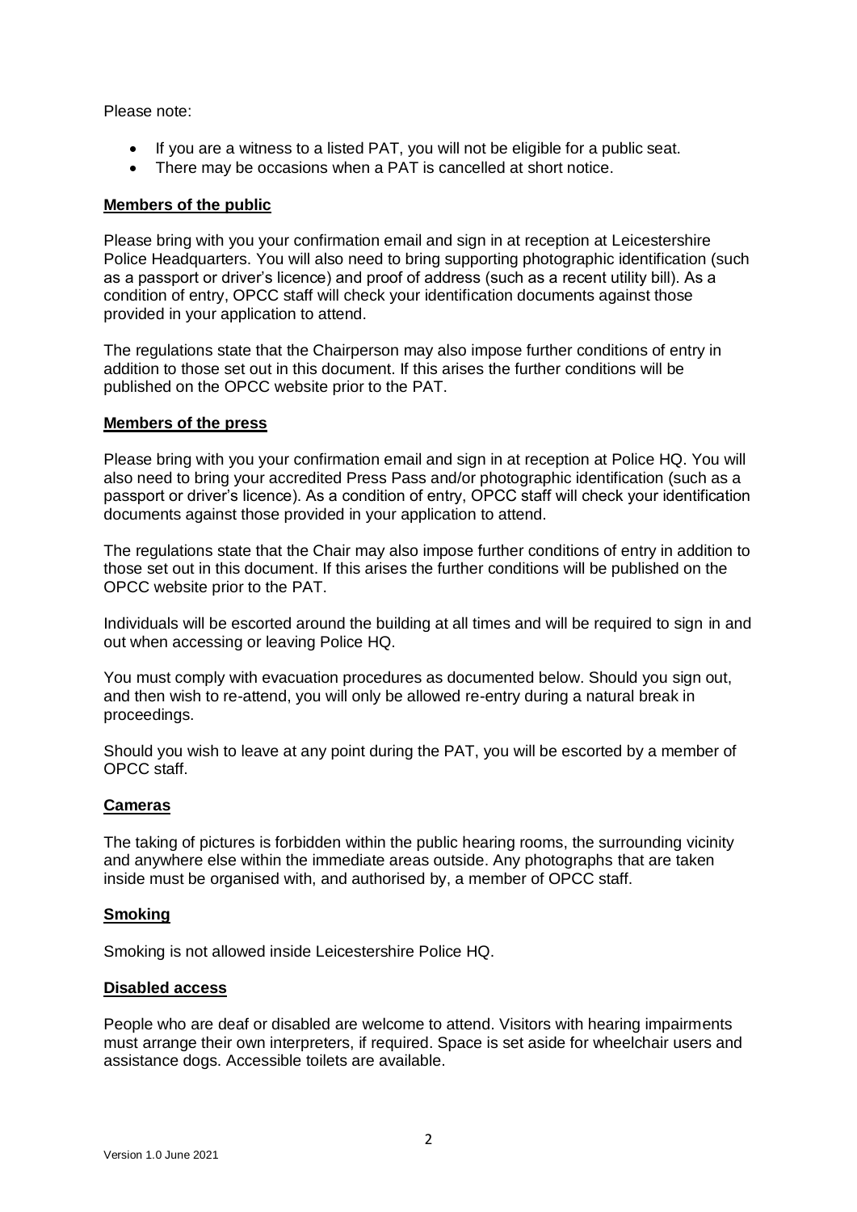Please note:

- If you are a witness to a listed PAT, you will not be eligible for a public seat.
- There may be occasions when a PAT is cancelled at short notice.

**Members of the public**

Please bring with you your confirmation email and sign in at reception at Leicestershire Police Headquarters. You will also need to bring supporting photographic identification (such as a passport or driver's licence) and proof of address (such as a recent utility bill). As a condition of entry, OPCC staff will check your identification documents against those provided in your application to attend.

The regulations state that the Chairperson may also impose further conditions of entry in addition to those set out in this document. If this arises the further conditions will be published on the OPCC website prior to the PAT.

**Members of the press**

Please bring with you your confirmation email and sign in at reception at Police HQ. You will also need to bring your accredited Press Pass and/or photographic identification (such as a passport or driver's licence). As a condition of entry, OPCC staff will check your identification documents against those provided in your application to attend.

The regulations state that the Chair may also impose further conditions of entry in addition to those set out in this document. If this arises the further conditions will be published on the OPCC website prior to the PAT.

Individuals will be escorted around the building at all times and will be required to sign in and out when accessing or leaving Police HQ.

You must comply with evacuation procedures as documented below. Should you sign out, and then wish to re-attend, you will only be allowed re-entry during a natural break in proceedings.

Should you wish to leave at any point during the PAT, you will be escorted by a member of OPCC staff.

**Cameras**

The taking of pictures is forbidden within the public hearing rooms, the surrounding vicinity and anywhere else within the immediate areas outside. Any photographs that are taken inside must be organised with, and authorised by, a member of OPCC staff.

**Smoking**

Smoking is not allowed inside Leicestershire Police HQ.

**Disabled access**

People who are deaf or disabled are welcome to attend. Visitors with hearing impairments must arrange their own interpreters, if required. Space is set aside for wheelchair users and assistance dogs. Accessible toilets are available.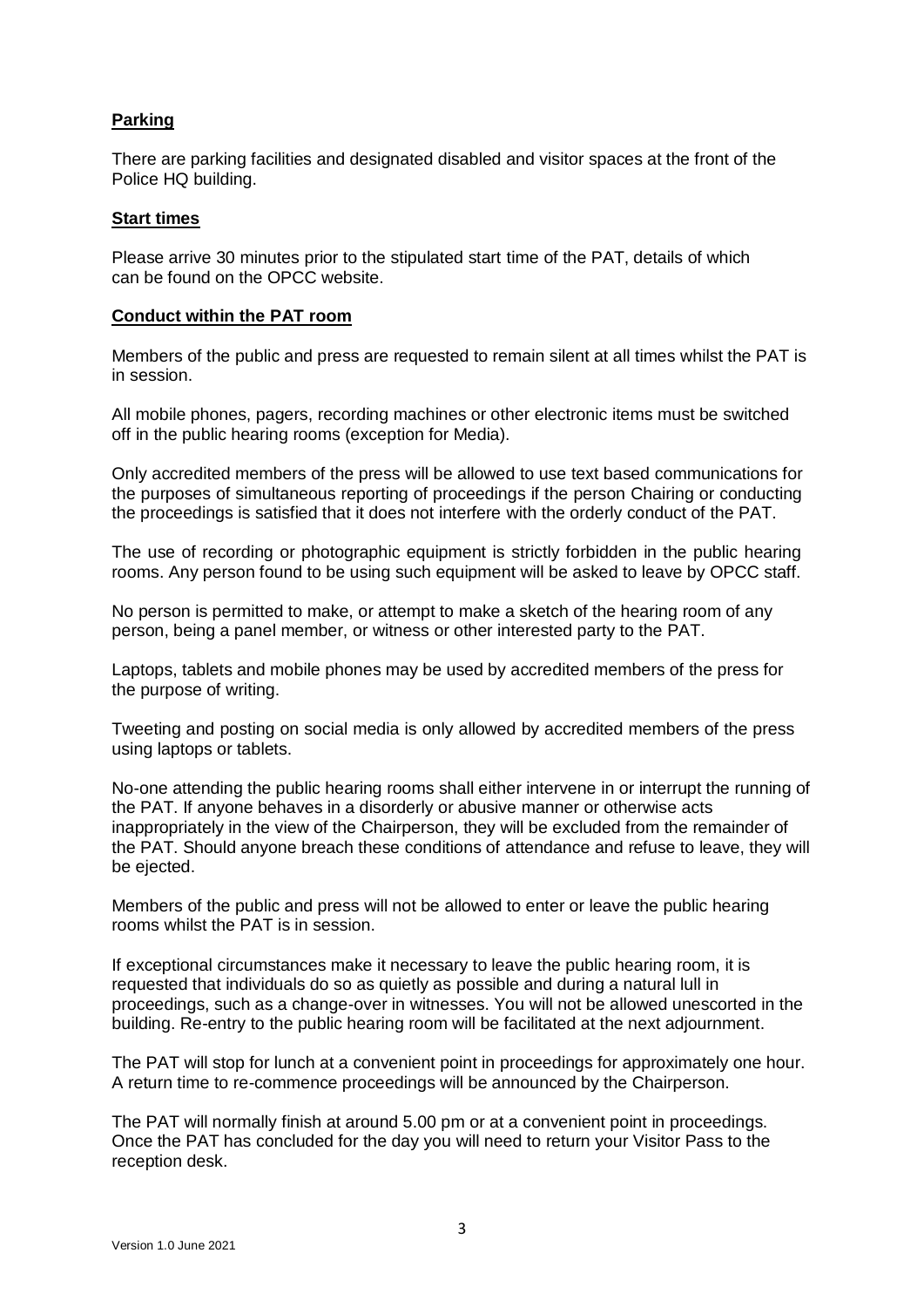## Parking

There are parking facilities and designated disabled and visitor spaces at the front of the Police HQ building.

## Start times

Please arrive 30 minutes prior to the stipulated start time of the PAT, details of which can be found on the OPCC website.

## Conduct within the PAT room

Members of the public and press are requested to remain silent at all times whilst the PAT is in session.

All mobile phones, pagers, recording machines or other electronic items must be switched off in the public hearing rooms (exception for Media).

Only accredited members of the press will be allowed to use text based communications for the purposes of simultaneous reporting of proceedings if the person Chairing or conducting the proceedings is satisfied that it does not interfere with the orderly conduct of the PAT.

The use of recording or photographic equipment is strictly forbidden in the public hearing rooms. Any person found to be using such equipment will be asked to leave by OPCC staff.

No person is permitted to make, or attempt to make a sketch of the hearing room of any person, being a panel member, or witness or other interested party to the PAT.

Laptops, tablets and mobile phones may be used by accredited members of the press for the purpose of writing.

Tweeting and posting on social media is only allowed by accredited members of the press using laptops or tablets.

No-one attending the public hearing rooms shall either intervene in or interrupt the running of the PAT. If anyone behaves in a disorderly or abusive manner or otherwise acts inappropriately in the view of the Chairperson, they will be excluded from the remainder of the PAT. Should anyone breach these conditions of attendance and refuse to leave, they will be ejected.

Members of the public and press will not be allowed to enter or leave the public hearing rooms whilst the PAT is in session.

If exceptional circumstances make it necessary to leave the public hearing room, it is requested that individuals do so as quietly as possible and during a natural lull in proceedings, such as a change-over in witnesses. You will not be allowed unescorted in the building. Re-entry to the public hearing room will be facilitated at the next adjournment.

The PAT will stop for lunch at a convenient point in proceedings for approximately one hour. A return time to re-commence proceedings will be announced by the Chairperson.

The PAT will normally finish at around 5.00 pm or at a convenient point in proceedings. Once the PAT has concluded for the day you will need to return your Visitor Pass to the reception desk.

Version 1.0 June 2021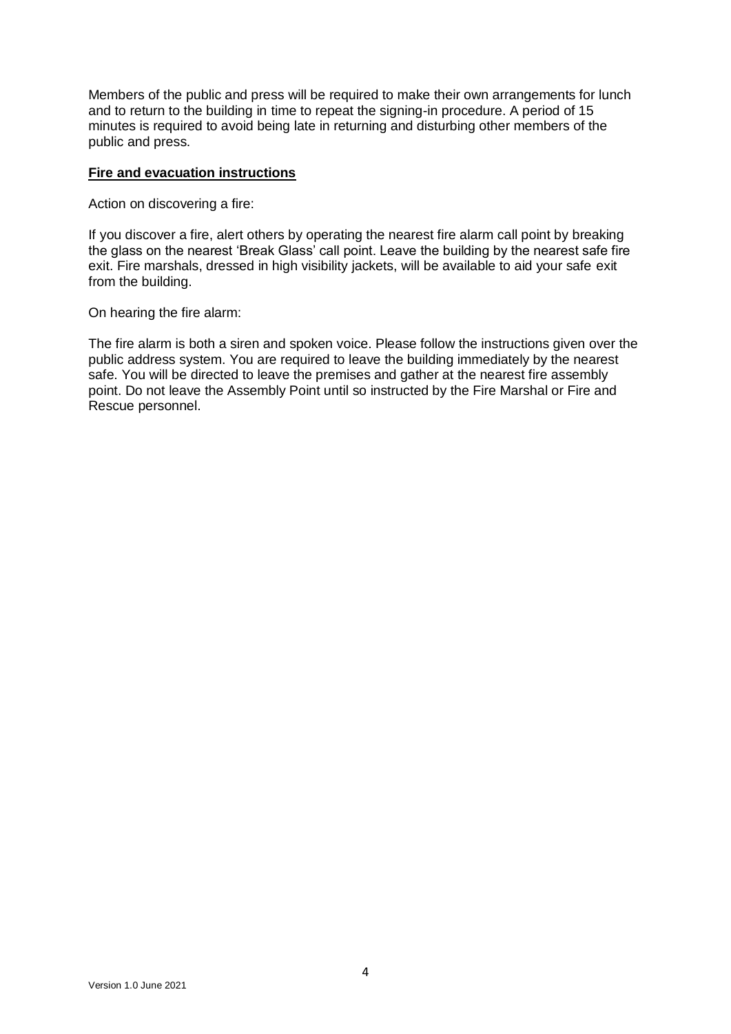Members of the public and press will be required to make their own arrangements for lunch and to return to the building in time to repeat the signing-in procedure. A period of 15 minutes is required to avoid being late in returning and disturbing other members of the public and press.

## Fire and evacuation instructions

Action on discovering a fire:

If you discover a fire, alert others by operating the nearest fire alarm call point by breaking the glass on the nearest 'Break Glass' call point. Leave the building by the nearest safe fire exit. Fire marshals, dressed in high visibility jackets, will be available to aid your safe exit from the building.

On hearing the fire alarm:

The fire alarm is both a siren and spoken voice. Please follow the instructions given over the public address system. You are required to leave the building immediately by the nearest safe. You will be directed to leave the premises and gather at the nearest fire assembly point. Do not leave the Assembly Point until so instructed by the Fire Marshal or Fire and Rescue personnel.